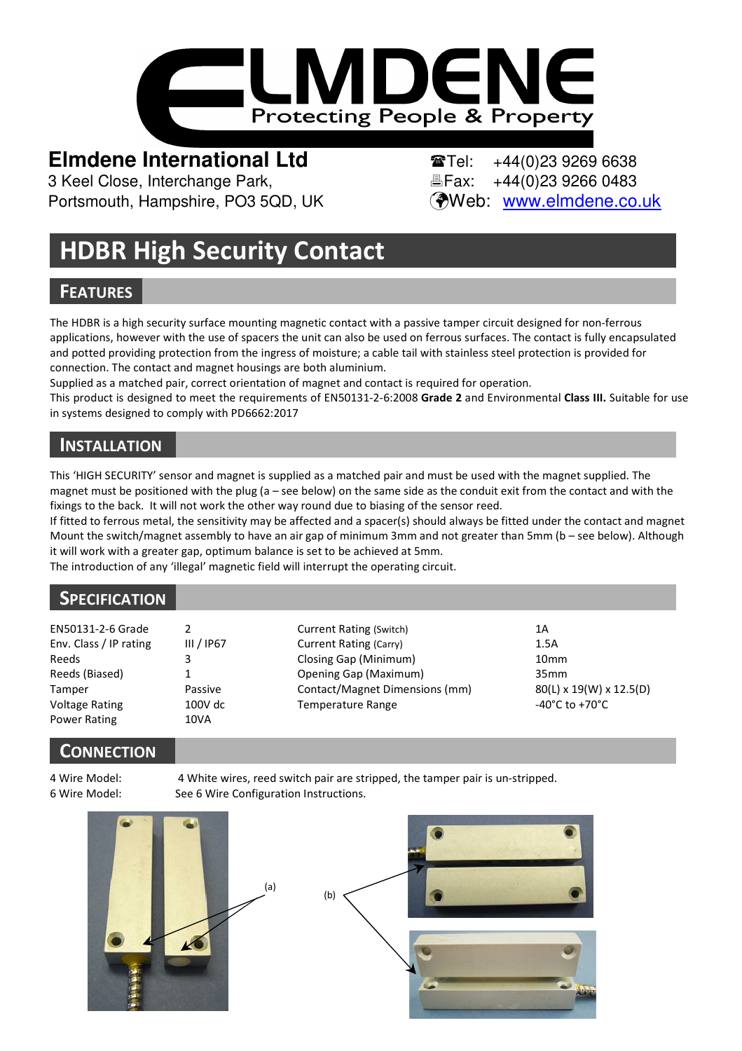# ELMDENE

Protecting People & Property

**Elmdene International Ltd**
3 Keel Close, Interchange Park,
Portsmouth, Hampshire, PO3 5QD, UK

Tel: +44(0)23 9269 6638
Fax: +44(0)23 9266 0483
Web: www.elmdene.co.uk

# HDBR High Security Contact

## Features

The HDBR is a high security surface mounting magnetic contact with a passive tamper circuit designed for non-ferrous applications, however with the use of spacers the unit can also be used on ferrous surfaces. The contact is fully encapsulated and potted providing protection from the ingress of moisture; a cable tail with stainless steel protection is provided for connection. The contact and magnet housings are both aluminium.
Supplied as a matched pair, correct orientation of magnet and contact is required for operation.
This product is designed to meet the requirements of EN50131-2-6:2008 **Grade 2** and Environmental **Class III.** Suitable for use in systems designed to comply with PD6662:2017

## Installation

This 'HIGH SECURITY' sensor and magnet is supplied as a matched pair and must be used with the magnet supplied. The magnet must be positioned with the plug (a – see below) on the same side as the conduit exit from the contact and with the fixings to the back. It will not work the other way round due to biasing of the sensor reed.
If fitted to ferrous metal, the sensitivity may be affected and a spacer(s) should always be fitted under the contact and magnet Mount the switch/magnet assembly to have an air gap of minimum 3mm and not greater than 5mm (b – see below). Although it will work with a greater gap, optimum balance is set to be achieved at 5mm.
The introduction of any 'illegal' magnetic field will interrupt the operating circuit.

## Specification

| | | | |
|---|---|---|---|
| EN50131-2-6 Grade | 2 | Current Rating (Switch) | 1A |
| Env. Class / IP rating | III / IP67 | Current Rating (Carry) | 1.5A |
| Reeds | 3 | Closing Gap (Minimum) | 10mm |
| Reeds (Biased) | 1 | Opening Gap (Maximum) | 35mm |
| Tamper | Passive | Contact/Magnet Dimensions (mm) | 80(L) x 19(W) x 12.5(D) |
| Voltage Rating | 100V dc | Temperature Range | -40°C to +70°C |
| Power Rating | 10VA | | |

## Connection

4 Wire Model: 4 White wires, reed switch pair are stripped, the tamper pair is un-stripped.
6 Wire Model: See 6 Wire Configuration Instructions.

(a)

(b)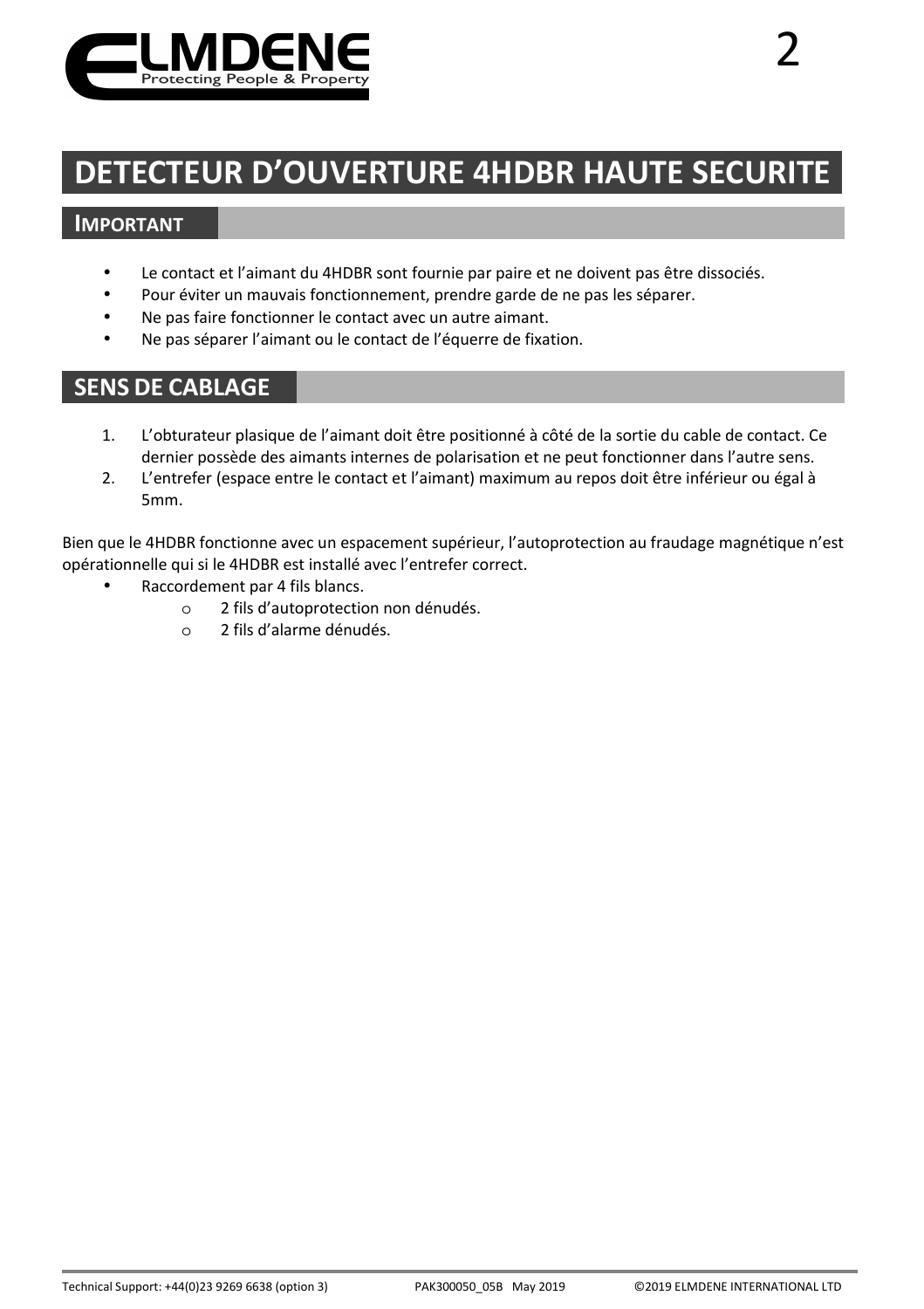# DETECTEUR D'OUVERTURE 4HDBR HAUTE SECURITE

## IMPORTANT

- Le contact et l'aimant du 4HDBR sont fournie par paire et ne doivent pas être dissociés.
- Pour éviter un mauvais fonctionnement, prendre garde de ne pas les séparer.
- Ne pas faire fonctionner le contact avec un autre aimant.
- Ne pas séparer l'aimant ou le contact de l'équerre de fixation.

## SENS DE CABLAGE

1. L'obturateur plasique de l'aimant doit être positionné à côté de la sortie du cable de contact. Ce dernier possède des aimants internes de polarisation et ne peut fonctionner dans l'autre sens.
2. L'entrefer (espace entre le contact et l'aimant) maximum au repos doit être inférieur ou égal à 5mm.

Bien que le 4HDBR fonctionne avec un espacement supérieur, l'autoprotection au fraudage magnétique n'est opérationnelle qui si le 4HDBR est installé avec l'entrefer correct.

- Raccordement par 4 fils blancs.
  - 2 fils d'autoprotection non dénudés.
  - 2 fils d'alarme dénudés.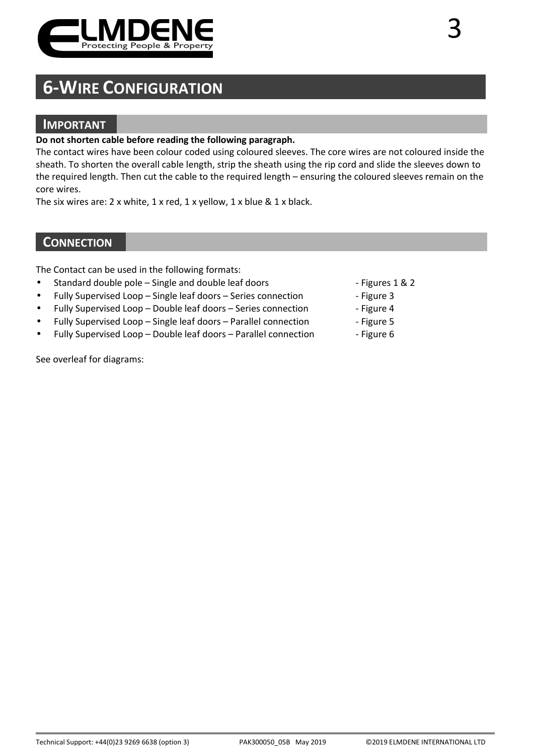# 6-Wire Configuration

## Important

**Do not shorten cable before reading the following paragraph.**

The contact wires have been colour coded using coloured sleeves. The core wires are not coloured inside the sheath. To shorten the overall cable length, strip the sheath using the rip cord and slide the sleeves down to the required length. Then cut the cable to the required length – ensuring the coloured sleeves remain on the core wires.

The six wires are: 2 x white, 1 x red, 1 x yellow, 1 x blue & 1 x black.

## Connection

The Contact can be used in the following formats:

- Standard double pole – Single and double leaf doors - Figures 1 & 2
- Fully Supervised Loop – Single leaf doors – Series connection - Figure 3
- Fully Supervised Loop – Double leaf doors – Series connection - Figure 4
- Fully Supervised Loop – Single leaf doors – Parallel connection - Figure 5
- Fully Supervised Loop – Double leaf doors – Parallel connection - Figure 6

See overleaf for diagrams: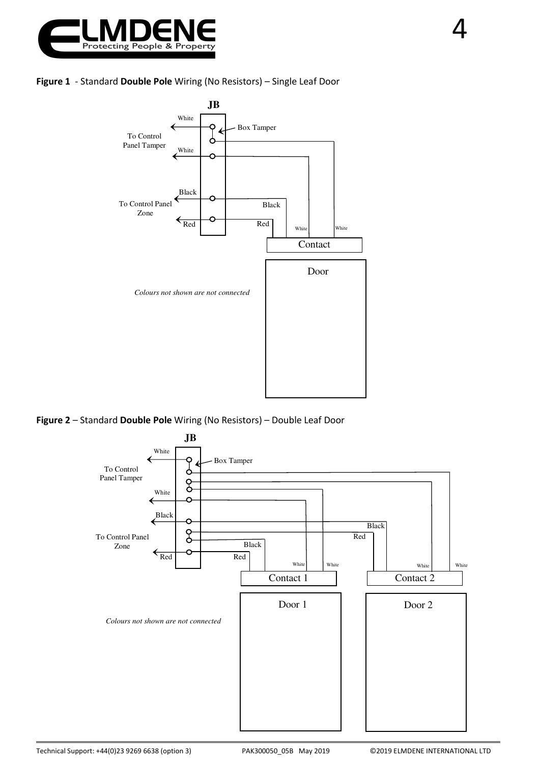**Figure 1** - Standard **Double Pole** Wiring (No Resistors) – Single Leaf Door

JB

White

Box Tamper

To Control Panel Tamper

White

Black

To Control Panel Zone

Black

Red

Red

White

White

Contact

Door

*Colours not shown are not connected*

**Figure 2** – Standard **Double Pole** Wiring (No Resistors) – Double Leaf Door

JB

White

Box Tamper

To Control Panel Tamper

White

Black

Black

Red

To Control Panel Zone

Black

Red

Red

White

White

White

White

Contact 1

Contact 2

Door 1

Door 2

*Colours not shown are not connected*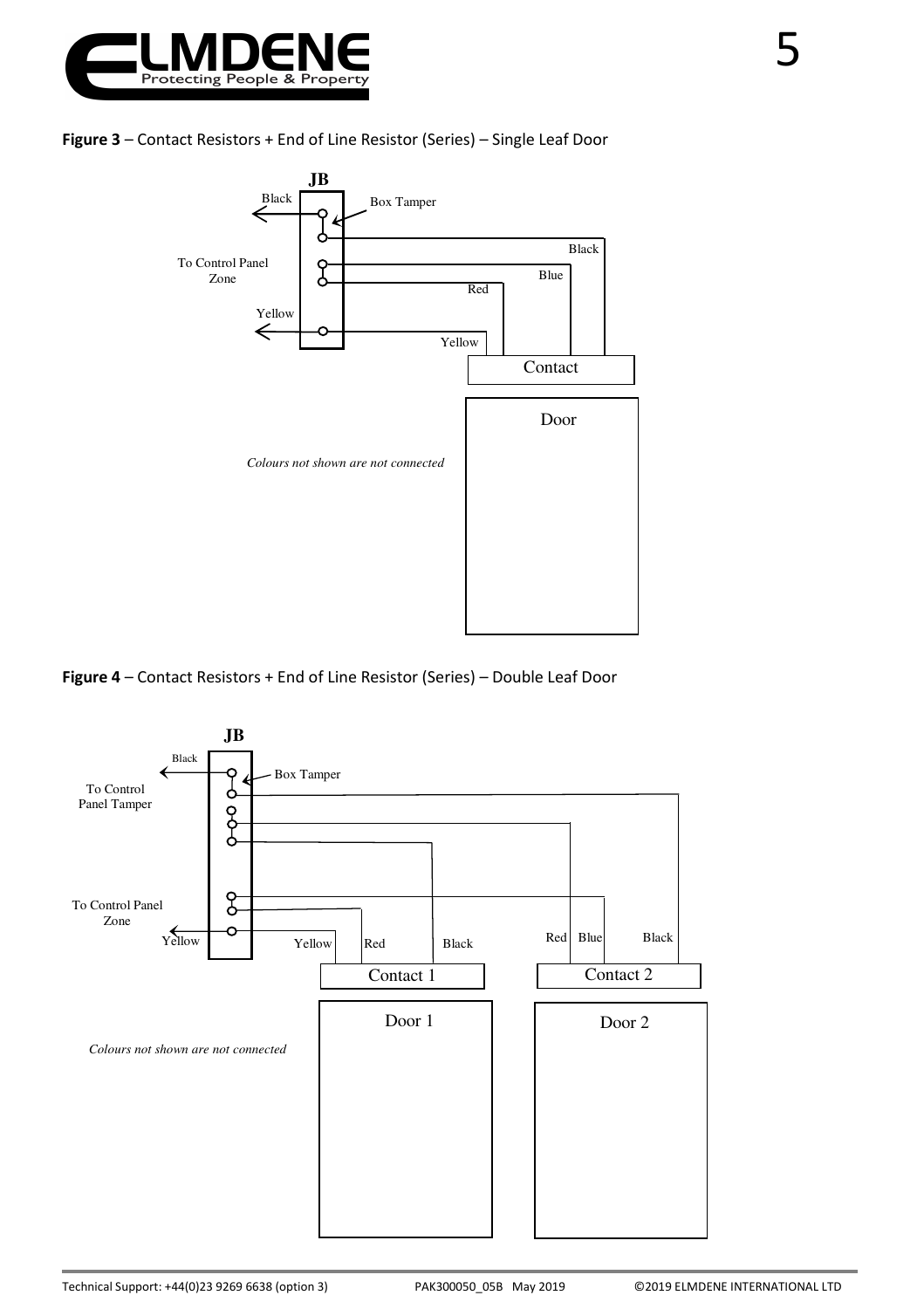**Figure 3** – Contact Resistors + End of Line Resistor (Series) – Single Leaf Door

JB

Black

Box Tamper

To Control Panel Zone

Yellow

Black

Blue

Red

Yellow

Contact

Door

*Colours not shown are not connected*

**Figure 4** – Contact Resistors + End of Line Resistor (Series) – Double Leaf Door

JB

Black

Box Tamper

To Control Panel Tamper

To Control Panel Zone

Yellow

Yellow

Red

Black

Red

Blue

Black

Contact 1

Contact 2

Door 1

Door 2

*Colours not shown are not connected*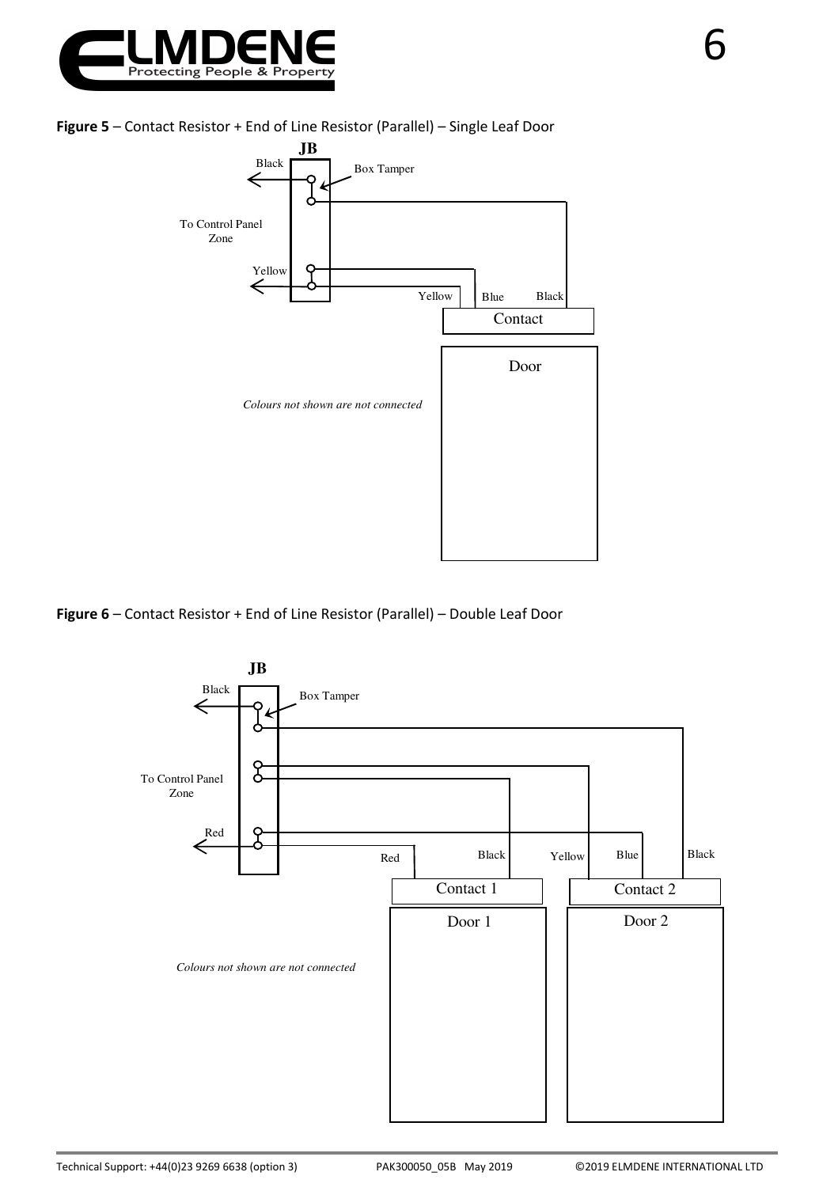**Figure 5** – Contact Resistor + End of Line Resistor (Parallel) – Single Leaf Door

JB

Black

Box Tamper

To Control Panel Zone

Yellow

Yellow Blue Black

Contact

Door

*Colours not shown are not connected*

**Figure 6** – Contact Resistor + End of Line Resistor (Parallel) – Double Leaf Door

JB

Black

Box Tamper

To Control Panel Zone

Red

Red Black Yellow Blue Black

Contact 1

Contact 2

Door 1

Door 2

*Colours not shown are not connected*